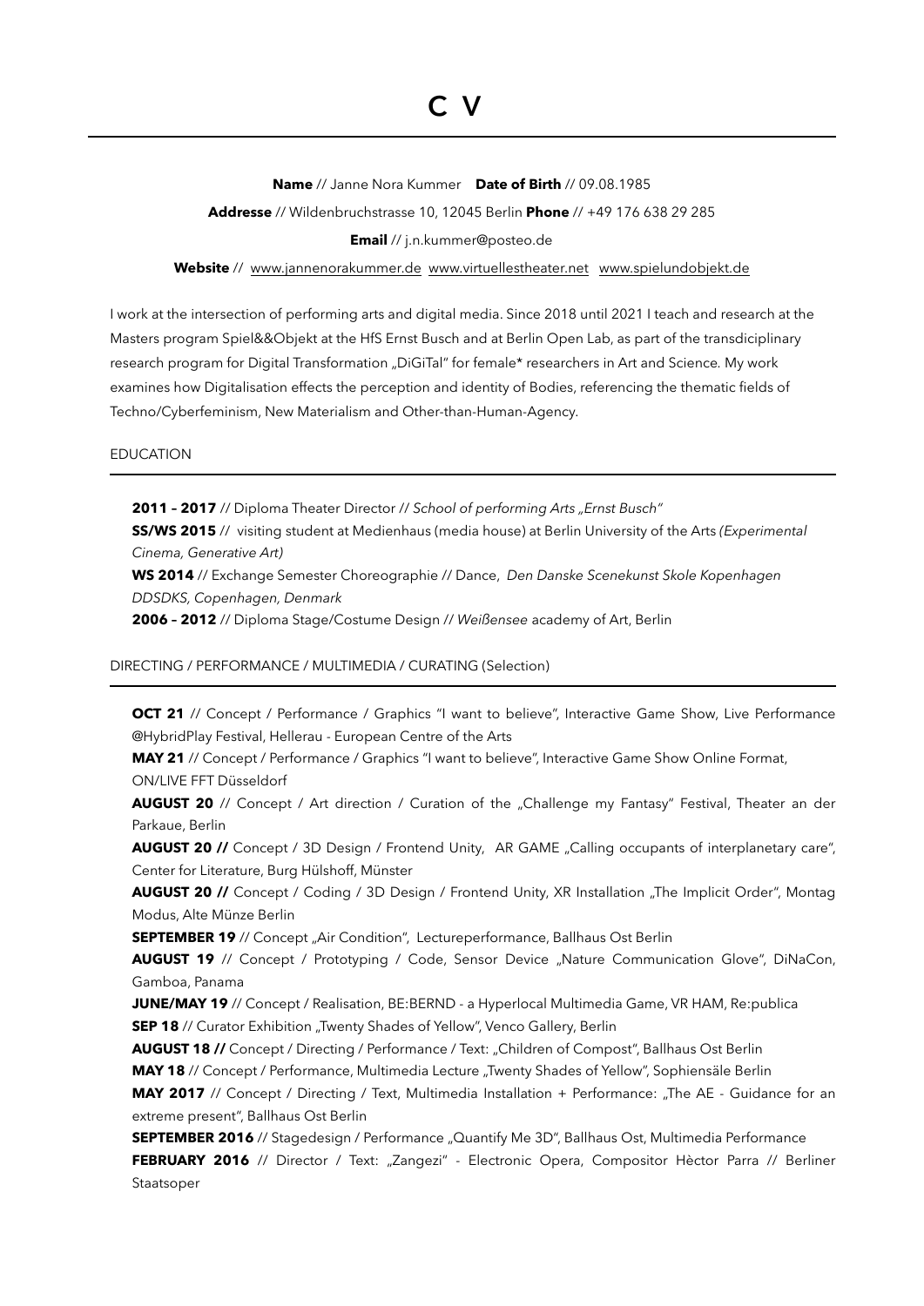# C V

**Name** // Janne Nora Kummer **Date of Birth** // 09.08.1985

**Addresse** // Wildenbruchstrasse 10, 12045 Berlin **Phone** // +49 176 638 29 285

**Email** // j.n.kummer@posteo.de

**Website** // www.jannenorakummer.de www.virtuellestheater.net www.spielundobjekt.de

I work at the intersection of performing arts and digital media. Since 2018 until 2021 I teach and research at the Masters program Spiel&&Objekt at the HfS Ernst Busch and at Berlin Open Lab, as part of the transdiciplinary research program for Digital Transformation „DiGiTal" for female* researchers in Art and Science. My work examines how Digitalisation effects the perception and identity of Bodies, referencing the thematic fields of Techno/Cyberfeminism, New Materialism and Other-than-Human-Agency.

## EDUCATION

**2011 – 2017** // Diploma Theater Director // *School of performing Arts „Ernst Busch"*
**SS/WS 2015** // visiting student at Medienhaus (media house) at Berlin University of the Arts *(Experimental Cinema, Generative Art)*
**WS 2014** // Exchange Semester Choreographie // Dance, *Den Danske Scenekunst Skole Kopenhagen DDSDKS, Copenhagen, Denmark*
**2006 – 2012** // Diploma Stage/Costume Design // *Weißensee* academy of Art, Berlin

## DIRECTING / PERFORMANCE / MULTIMEDIA / CURATING (Selection)

**OCT 21** // Concept / Performance / Graphics "I want to believe", Interactive Game Show, Live Performance @HybridPlay Festival, Hellerau - European Centre of the Arts
**MAY 21** // Concept / Performance / Graphics "I want to believe", Interactive Game Show Online Format, ON/LIVE FFT Düsseldorf
**AUGUST 20** // Concept / Art direction / Curation of the „Challenge my Fantasy" Festival, Theater an der Parkaue, Berlin
**AUGUST 20 //** Concept / 3D Design / Frontend Unity, AR GAME „Calling occupants of interplanetary care", Center for Literature, Burg Hülshoff, Münster
**AUGUST 20 //** Concept / Coding / 3D Design / Frontend Unity, XR Installation „The Implicit Order", Montag Modus, Alte Münze Berlin
**SEPTEMBER 19** // Concept „Air Condition", Lectureperformance, Ballhaus Ost Berlin
**AUGUST 19** // Concept / Prototyping / Code, Sensor Device „Nature Communication Glove", DiNaCon, Gamboa, Panama
**JUNE/MAY 19** // Concept / Realisation, BE:BERND - a Hyperlocal Multimedia Game, VR HAM, Re:publica
**SEP 18** // Curator Exhibition „Twenty Shades of Yellow", Venco Gallery, Berlin
**AUGUST 18 //** Concept / Directing / Performance / Text: „Children of Compost", Ballhaus Ost Berlin
**MAY 18** // Concept / Performance, Multimedia Lecture „Twenty Shades of Yellow", Sophiensäle Berlin
**MAY 2017** // Concept / Directing / Text, Multimedia Installation + Performance: „The AE - Guidance for an extreme present", Ballhaus Ost Berlin
**SEPTEMBER 2016** // Stagedesign / Performance „Quantify Me 3D", Ballhaus Ost, Multimedia Performance
**FEBRUARY 2016** // Director / Text: „Zangezi" - Electronic Opera, Compositor Hèctor Parra // Berliner Staatsoper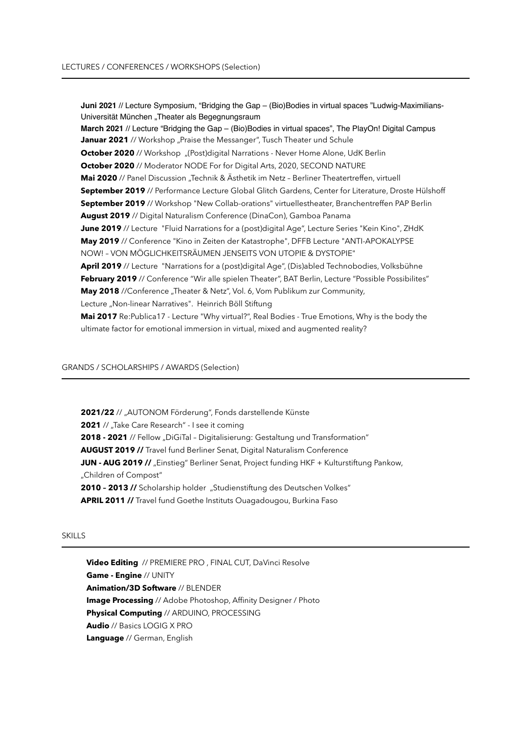## LECTURES / CONFERENCES / WORKSHOPS (Selection)

**Juni 2021** // Lecture Symposium, “Bridging the Gap – (Bio)Bodies in virtual spaces ”Ludwig-Maximilians-Universität München „Theater als Begegnungsraum
**March 2021** // Lecture “Bridging the Gap – (Bio)Bodies in virtual spaces”, The PlayOn! Digital Campus
**Januar 2021** // Workshop „Praise the Messanger“, Tusch Theater und Schule
**October 2020** // Workshop „(Post)digital Narrations - Never Home Alone, UdK Berlin
**October 2020** // Moderator NODE For for Digital Arts, 2020, SECOND NATURE
**Mai 2020** // Panel Discussion „Technik & Ästhetik im Netz – Berliner Theatertreffen, virtuell
**September 2019** // Performance Lecture Global Glitch Gardens, Center for Literature, Droste Hülshoff
**September 2019** // Workshop "New Collab-orations" virtuellestheater, Branchentreffen PAP Berlin
**August 2019** // Digital Naturalism Conference (DinaCon), Gamboa Panama
**June 2019** // Lecture "Fluid Narrations for a (post)digital Age“, Lecture Series "Kein Kino", ZHdK
**May 2019** // Conference "Kino in Zeiten der Katastrophe", DFFB Lecture "ANTI-APOKALYPSE NOW! – VON MÖGLICHKEITSRÄUMEN JENSEITS VON UTOPIE & DYSTOPIE"
**April 2019** // Lecture "Narrations for a (post)digital Age“, (Dis)abled Technobodies, Volksbühne
**February 2019** // Conference “Wir alle spielen Theater”, BAT Berlin, Lecture “Possible Possibilites”
**May 2018** //Conference „Theater & Netz“, Vol. 6, Vom Publikum zur Community, Lecture „Non-linear Narratives". Heinrich Böll Stiftung
**Mai 2017** Re:Publica17 - Lecture "Why virtual?", Real Bodies - True Emotions, Why is the body the ultimate factor for emotional immersion in virtual, mixed and augmented reality?

## GRANDS / SCHOLARSHIPS / AWARDS (Selection)

**2021/22** // „AUTONOM Förderung“, Fonds darstellende Künste
**2021** // „Take Care Research“ - I see it coming
**2018 - 2021** // Fellow „DiGiTal – Digitalisierung: Gestaltung und Transformation“
**AUGUST 2019 //** Travel fund Berliner Senat, Digital Naturalism Conference
**JUN - AUG 2019 //** „Einstieg“ Berliner Senat, Project funding HKF + Kulturstiftung Pankow, „Children of Compost“
**2010 – 2013 //** Scholarship holder „Studienstiftung des Deutschen Volkes“
**APRIL 2011 //** Travel fund Goethe Instituts Ouagadougou, Burkina Faso

## SKILLS

**Video Editing** // PREMIERE PRO , FINAL CUT, DaVinci Resolve
**Game - Engine** // UNITY
**Animation/3D Software** // BLENDER
**Image Processing** // Adobe Photoshop, Affinity Designer / Photo
**Physical Computing** // ARDUINO, PROCESSING
**Audio** // Basics LOGIG X PRO
**Language** // German, English